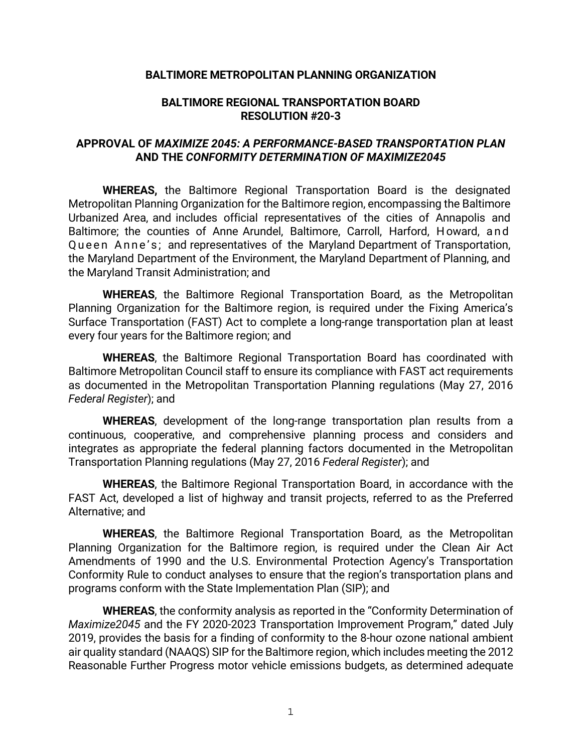**BALTIMORE METROPOLITAN PLANNING ORGANIZATION**

**BALTIMORE REGIONAL TRANSPORTATION BOARD**
**RESOLUTION #20-3**

**APPROVAL OF *MAXIMIZE 2045: A PERFORMANCE-BASED TRANSPORTATION PLAN* AND THE *CONFORMITY DETERMINATION OF MAXIMIZE2045***

**WHEREAS,** the Baltimore Regional Transportation Board is the designated Metropolitan Planning Organization for the Baltimore region, encompassing the Baltimore Urbanized Area, and includes official representatives of the cities of Annapolis and Baltimore; the counties of Anne Arundel, Baltimore, Carroll, Harford, Howard, and Queen Anne's; and representatives of the Maryland Department of Transportation, the Maryland Department of the Environment, the Maryland Department of Planning, and the Maryland Transit Administration; and

**WHEREAS**, the Baltimore Regional Transportation Board, as the Metropolitan Planning Organization for the Baltimore region, is required under the Fixing America's Surface Transportation (FAST) Act to complete a long-range transportation plan at least every four years for the Baltimore region; and

**WHEREAS**, the Baltimore Regional Transportation Board has coordinated with Baltimore Metropolitan Council staff to ensure its compliance with FAST act requirements as documented in the Metropolitan Transportation Planning regulations (May 27, 2016 *Federal Register*); and

**WHEREAS**, development of the long-range transportation plan results from a continuous, cooperative, and comprehensive planning process and considers and integrates as appropriate the federal planning factors documented in the Metropolitan Transportation Planning regulations (May 27, 2016 *Federal Register*); and

**WHEREAS**, the Baltimore Regional Transportation Board, in accordance with the FAST Act, developed a list of highway and transit projects, referred to as the Preferred Alternative; and

**WHEREAS**, the Baltimore Regional Transportation Board, as the Metropolitan Planning Organization for the Baltimore region, is required under the Clean Air Act Amendments of 1990 and the U.S. Environmental Protection Agency's Transportation Conformity Rule to conduct analyses to ensure that the region's transportation plans and programs conform with the State Implementation Plan (SIP); and

**WHEREAS**, the conformity analysis as reported in the "Conformity Determination of *Maximize2045* and the FY 2020-2023 Transportation Improvement Program," dated July 2019, provides the basis for a finding of conformity to the 8-hour ozone national ambient air quality standard (NAAQS) SIP for the Baltimore region, which includes meeting the 2012 Reasonable Further Progress motor vehicle emissions budgets, as determined adequate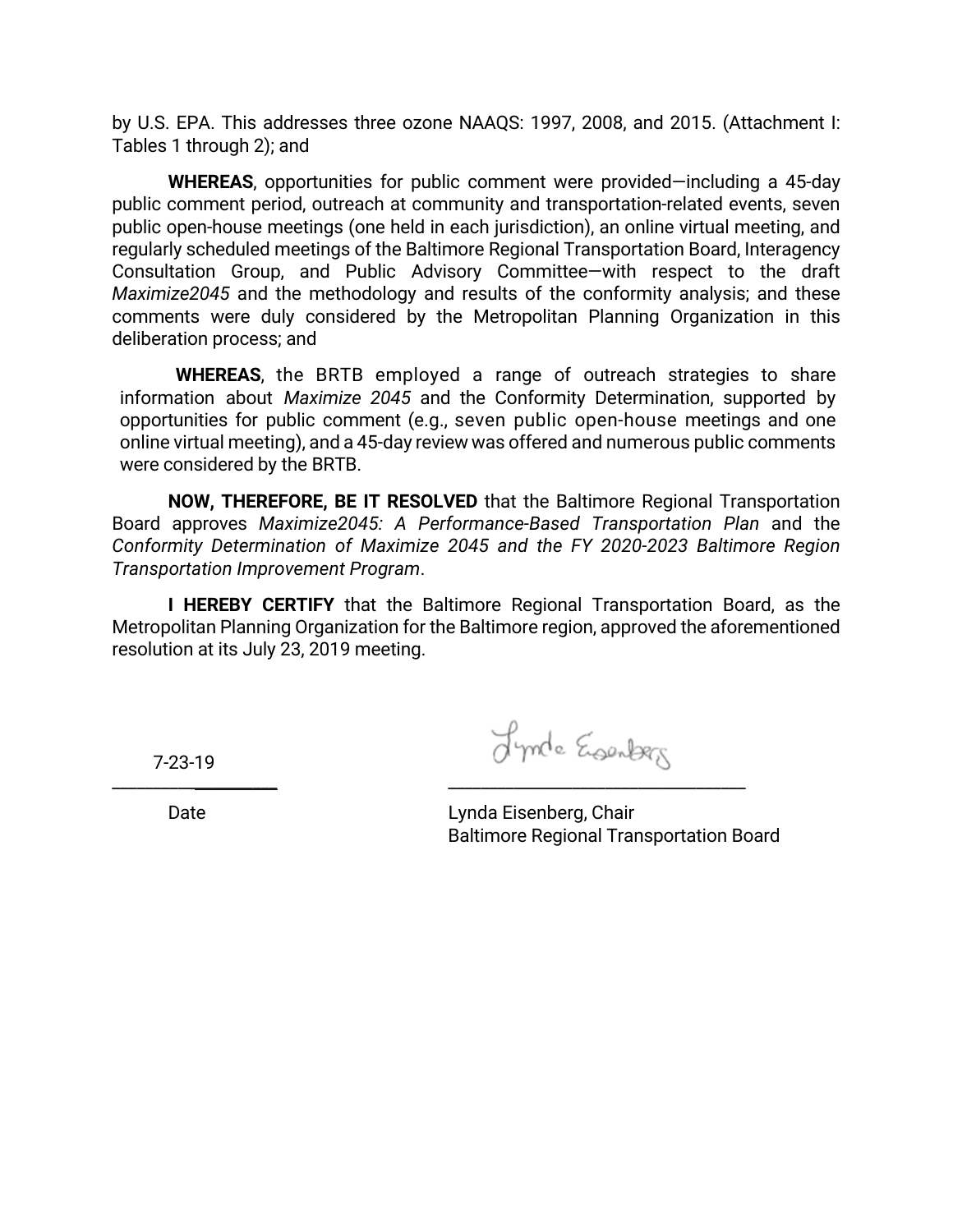by U.S. EPA. This addresses three ozone NAAQS: 1997, 2008, and 2015. (Attachment I: Tables 1 through 2); and

**WHEREAS**, opportunities for public comment were provided—including a 45-day public comment period, outreach at community and transportation-related events, seven public open-house meetings (one held in each jurisdiction), an online virtual meeting, and regularly scheduled meetings of the Baltimore Regional Transportation Board, Interagency Consultation Group, and Public Advisory Committee—with respect to the draft *Maximize2045* and the methodology and results of the conformity analysis; and these comments were duly considered by the Metropolitan Planning Organization in this deliberation process; and

**WHEREAS**, the BRTB employed a range of outreach strategies to share information about *Maximize 2045* and the Conformity Determination, supported by opportunities for public comment (e.g., seven public open-house meetings and one online virtual meeting), and a 45-day review was offered and numerous public comments were considered by the BRTB.

**NOW, THEREFORE, BE IT RESOLVED** that the Baltimore Regional Transportation Board approves *Maximize2045: A Performance-Based Transportation Plan* and the *Conformity Determination of Maximize 2045 and the FY 2020-2023 Baltimore Region Transportation Improvement Program*.

**I HEREBY CERTIFY** that the Baltimore Regional Transportation Board, as the Metropolitan Planning Organization for the Baltimore region, approved the aforementioned resolution at its July 23, 2019 meeting.

7-23-19
\_\_\_\_\_\_\_\_\_\_\_\_\_\_\_\_\_\_\_
Date

Lynda Eisenberg
\_\_\_\_\_\_\_\_\_\_\_\_\_\_\_\_\_\_\_\_\_\_\_\_\_\_\_\_\_\_\_\_
Lynda Eisenberg, Chair
Baltimore Regional Transportation Board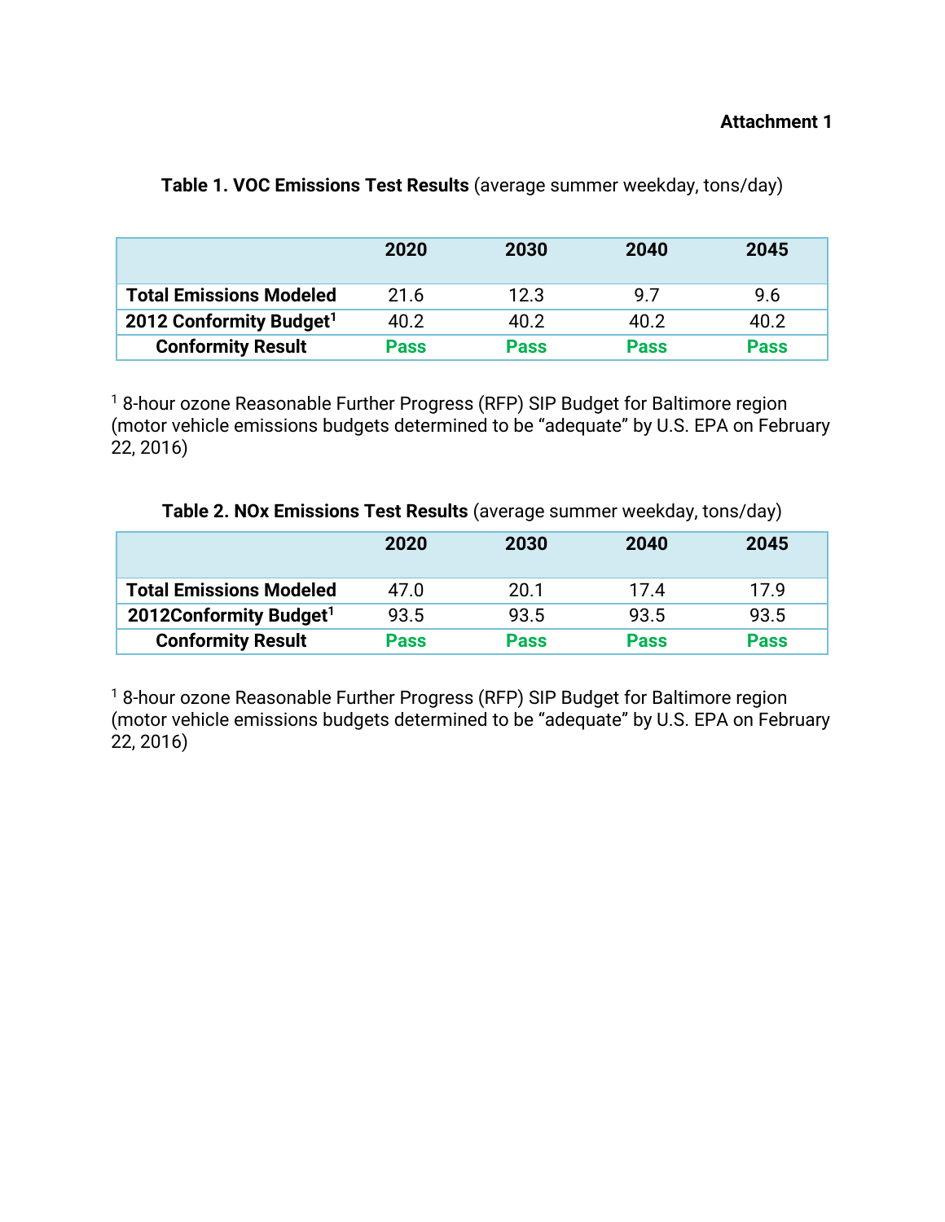**Attachment 1**

**Table 1. VOC Emissions Test Results** (average summer weekday, tons/day)

| | 2020 | 2030 | 2040 | 2045 |
|---|---|---|---|---|
| **Total Emissions Modeled** | 21.6 | 12.3 | 9.7 | 9.6 |
| **2012 Conformity Budget**[1] | 40.2 | 40.2 | 40.2 | 40.2 |
| **Conformity Result** | **Pass** | **Pass** | **Pass** | **Pass** |

[1] 8-hour ozone Reasonable Further Progress (RFP) SIP Budget for Baltimore region (motor vehicle emissions budgets determined to be "adequate" by U.S. EPA on February 22, 2016)

**Table 2. NOx Emissions Test Results** (average summer weekday, tons/day)

| | 2020 | 2030 | 2040 | 2045 |
|---|---|---|---|---|
| **Total Emissions Modeled** | 47.0 | 20.1 | 17.4 | 17.9 |
| **2012Conformity Budget**[1] | 93.5 | 93.5 | 93.5 | 93.5 |
| **Conformity Result** | **Pass** | **Pass** | **Pass** | **Pass** |

[1] 8-hour ozone Reasonable Further Progress (RFP) SIP Budget for Baltimore region (motor vehicle emissions budgets determined to be "adequate" by U.S. EPA on February 22, 2016)